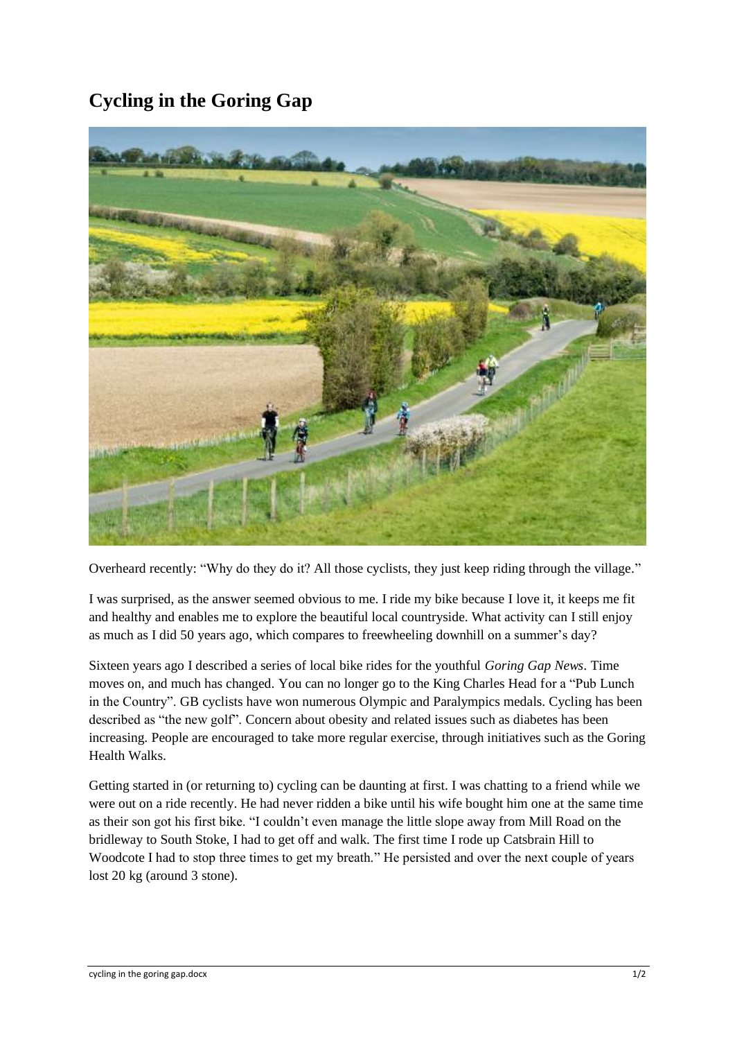# Cycling in the Goring Gap

Overheard recently: “Why do they do it? All those cyclists, they just keep riding through the village.”

I was surprised, as the answer seemed obvious to me. I ride my bike because I love it, it keeps me fit and healthy and enables me to explore the beautiful local countryside. What activity can I still enjoy as much as I did 50 years ago, which compares to freewheeling downhill on a summer’s day?

Sixteen years ago I described a series of local bike rides for the youthful *Goring Gap News*. Time moves on, and much has changed. You can no longer go to the King Charles Head for a “Pub Lunch in the Country”. GB cyclists have won numerous Olympic and Paralympics medals. Cycling has been described as “the new golf”. Concern about obesity and related issues such as diabetes has been increasing. People are encouraged to take more regular exercise, through initiatives such as the Goring Health Walks.

Getting started in (or returning to) cycling can be daunting at first. I was chatting to a friend while we were out on a ride recently. He had never ridden a bike until his wife bought him one at the same time as their son got his first bike. “I couldn’t even manage the little slope away from Mill Road on the bridleway to South Stoke, I had to get off and walk. The first time I rode up Catsbrain Hill to Woodcote I had to stop three times to get my breath.” He persisted and over the next couple of years lost 20 kg (around 3 stone).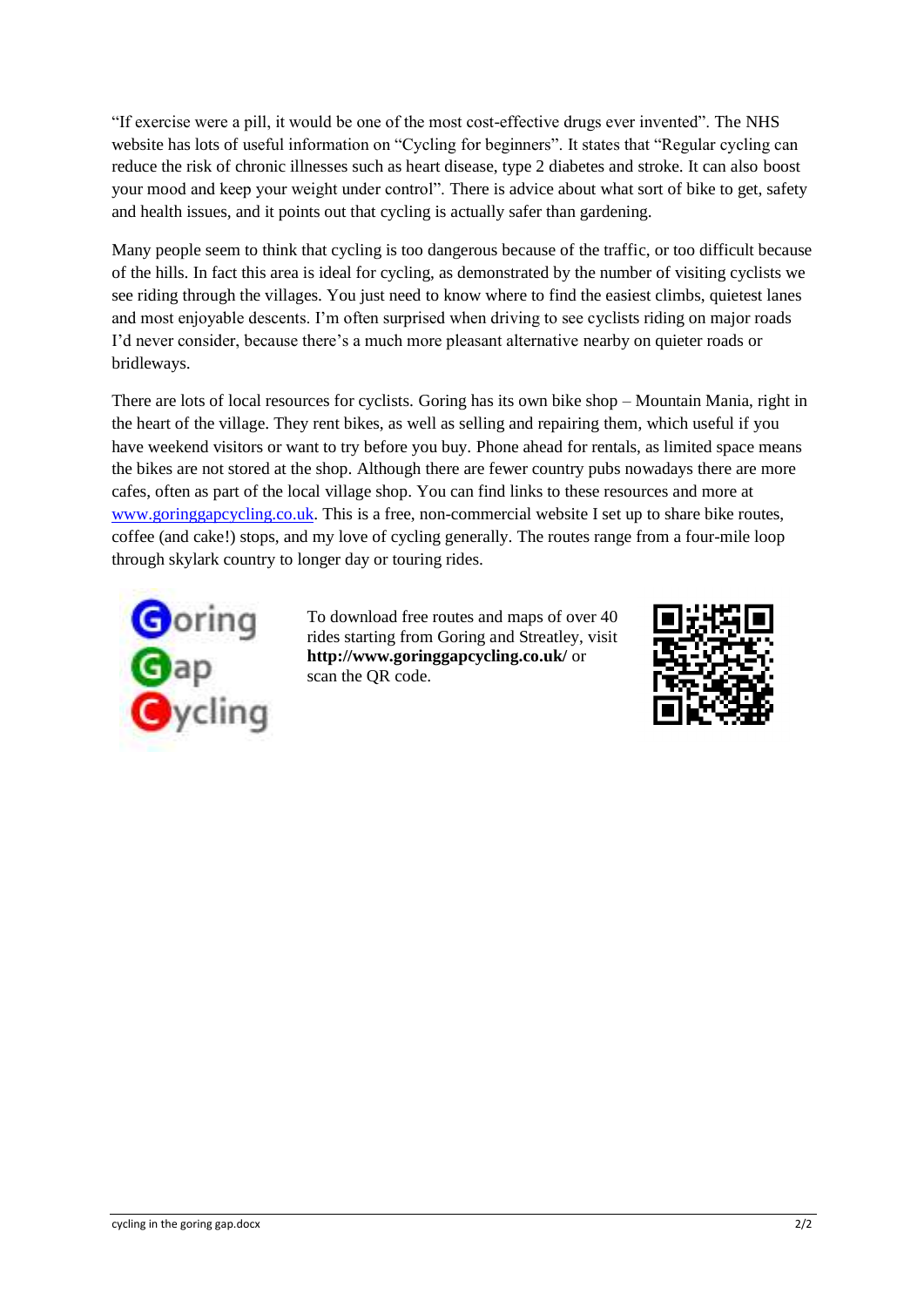"If exercise were a pill, it would be one of the most cost-effective drugs ever invented". The NHS website has lots of useful information on "Cycling for beginners". It states that "Regular cycling can reduce the risk of chronic illnesses such as heart disease, type 2 diabetes and stroke. It can also boost your mood and keep your weight under control". There is advice about what sort of bike to get, safety and health issues, and it points out that cycling is actually safer than gardening.

Many people seem to think that cycling is too dangerous because of the traffic, or too difficult because of the hills. In fact this area is ideal for cycling, as demonstrated by the number of visiting cyclists we see riding through the villages. You just need to know where to find the easiest climbs, quietest lanes and most enjoyable descents. I'm often surprised when driving to see cyclists riding on major roads I'd never consider, because there's a much more pleasant alternative nearby on quieter roads or bridleways.

There are lots of local resources for cyclists. Goring has its own bike shop – Mountain Mania, right in the heart of the village. They rent bikes, as well as selling and repairing them, which useful if you have weekend visitors or want to try before you buy. Phone ahead for rentals, as limited space means the bikes are not stored at the shop. Although there are fewer country pubs nowadays there are more cafes, often as part of the local village shop. You can find links to these resources and more at www.goringgapcycling.co.uk. This is a free, non-commercial website I set up to share bike routes, coffee (and cake!) stops, and my love of cycling generally. The routes range from a four-mile loop through skylark country to longer day or touring rides.

Goring
Gap
Cycling

To download free routes and maps of over 40 rides starting from Goring and Streatley, visit **http://www.goringgapcycling.co.uk/** or scan the QR code.